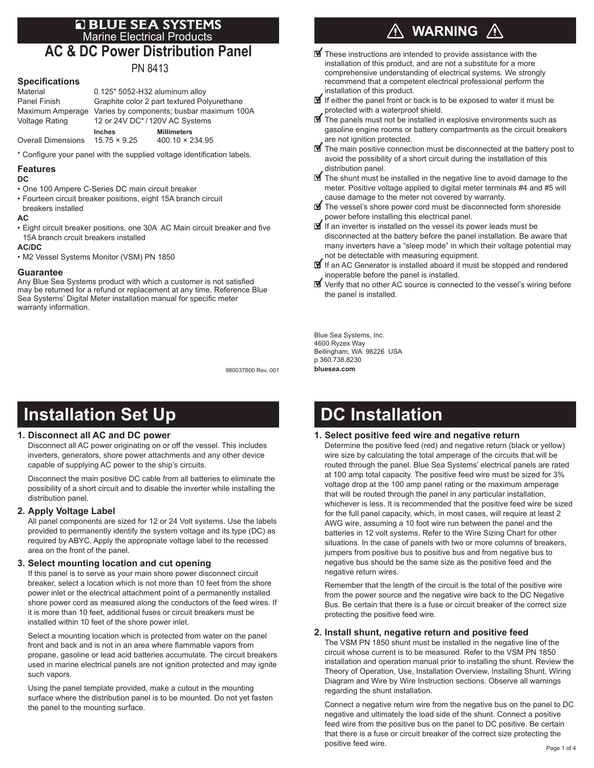# BLUE SEA SYSTEMS

Marine Electrical Products

# AC & DC Power Distribution Panel

PN 8413

## Specifications

| | | |
|---|---|---|
| Material | 0.125" 5052-H32 aluminum alloy | |
| Panel Finish | Graphite color 2 part textured Polyurethane | |
| Maximum Amperage | Varies by components; busbar maximum 100A | |
| Voltage Rating | 12 or 24V DC* / 120V AC Systems | |
| | **Inches** | **Millimeters** |
| Overall Dimensions | 15.75 × 9.25 | 400.10 × 234.95 |

\* Configure your panel with the supplied voltage identification labels.

## Features

**DC**

- One 100 Ampere C-Series DC main circuit breaker
- Fourteen circuit breaker positions, eight 15A branch circuit breakers installed

**AC**

- Eight circuit breaker positions, one 30A AC Main circuit breaker and five 15A branch crcuit breakers installed

**AC/DC**

- M2 Vessel Systems Monitor (VSM) PN 1850

## Guarantee

Any Blue Sea Systems product with which a customer is not satisfied may be returned for a refund or replacement at any time. Reference Blue Sea Systems' Digital Meter installation manual for specific meter warranty information.

980037800 Rev. 001

## ⚠ WARNING ⚠

- ☑ These instructions are intended to provide assistance with the installation of this product, and are not a substitute for a more comprehensive understanding of electrical systems. We strongly recommend that a competent electrical professional perform the installation of this product.
- ☑ If either the panel front or back is to be exposed to water it must be protected with a waterproof shield.
- ☑ The panels must not be installed in explosive environments such as gasoline engine rooms or battery compartments as the circuit breakers are not ignition protected.
- ☑ The main positive connection must be disconnected at the battery post to avoid the possibility of a short circuit during the installation of this distribution panel.
- ☑ The shunt must be installed in the negative line to avoid damage to the meter. Positive voltage applied to digital meter terminals #4 and #5 will cause damage to the meter not covered by warranty.
- ☑ The vessel's shore power cord must be disconnected form shoreside power before installing this electrical panel.
- ☑ If an inverter is installed on the vessel its power leads must be disconnected at the battery before the panel installation. Be aware that many inverters have a "sleep mode" in which their voltage potential may not be detectable with measuring equipment.
- ☑ If an AC Generator is installed aboard it must be stopped and rendered inoperable before the panel is installed.
- ☑ Verify that no other AC source is connected to the vessel's wiring before the panel is installed.

Blue Sea Systems, Inc.
4600 Ryzex Way
Bellingham, WA 98226 USA
p 360.738.8230
**bluesea.com**

# Installation Set Up

### 1. Disconnect all AC and DC power

Disconnect all AC power originating on or off the vessel. This includes inverters, generators, shore power attachments and any other device capable of supplying AC power to the ship's circuits.

Disconnect the main positive DC cable from all batteries to eliminate the possibility of a short circuit and to disable the inverter while installing the distribution panel.

### 2. Apply Voltage Label

All panel components are sized for 12 or 24 Volt systems. Use the labels provided to permanently identify the system voltage and its type (DC) as required by ABYC. Apply the appropriate voltage label to the recessed area on the front of the panel.

### 3. Select mounting location and cut opening

If this panel is to serve as your main shore power disconnect circuit breaker, select a location which is not more than 10 feet from the shore power inlet or the electrical attachment point of a permanently installed shore power cord as measured along the conductors of the feed wires. If it is more than 10 feet, additional fuses or circuit breakers must be installed within 10 feet of the shore power inlet.

Select a mounting location which is protected from water on the panel front and back and is not in an area where flammable vapors from propane, gasoline or lead acid batteries accumulate. The circuit breakers used in marine electrical panels are not ignition protected and may ignite such vapors.

Using the panel template provided, make a cutout in the mounting surface where the distribution panel is to be mounted. Do not yet fasten the panel to the mounting surface.

# DC Installation

### 1. Select positive feed wire and negative return

Determine the positive feed (red) and negative return (black or yellow) wire size by calculating the total amperage of the circuits that will be routed through the panel. Blue Sea Systems' electrical panels are rated at 100 amp total capacity. The positive feed wire must be sized for 3% voltage drop at the 100 amp panel rating or the maximum amperage that will be routed through the panel in any particular installation, whichever is less. It is recommended that the positive feed wire be sized for the full panel capacity, which, in most cases, will require at least 2 AWG wire, assuming a 10 foot wire run between the panel and the batteries in 12 volt systems. Refer to the Wire Sizing Chart for other situations. In the case of panels with two or more columns of breakers, jumpers from positive bus to positive bus and from negative bus to negative bus should be the same size as the positive feed and the negative return wires.

Remember that the length of the circuit is the total of the positive wire from the power source and the negative wire back to the DC Negative Bus. Be certain that there is a fuse or circuit breaker of the correct size protecting the positive feed wire.

### 2. Install shunt, negative return and positive feed

The VSM PN 1850 shunt must be installed in the negative line of the circuit whose current is to be measured. Refer to the VSM PN 1850 installation and operation manual prior to installing the shunt. Review the Theory of Operation, Use, Installation Overview, Installing Shunt, Wiring Diagram and Wire by Wire Instruction sections. Observe all warnings regarding the shunt installation.

Connect a negative return wire from the negative bus on the panel to DC negative and ultimately the load side of the shunt. Connect a positive feed wire from the positive bus on the panel to DC positive. Be certain that there is a fuse or circuit breaker of the correct size protecting the positive feed wire.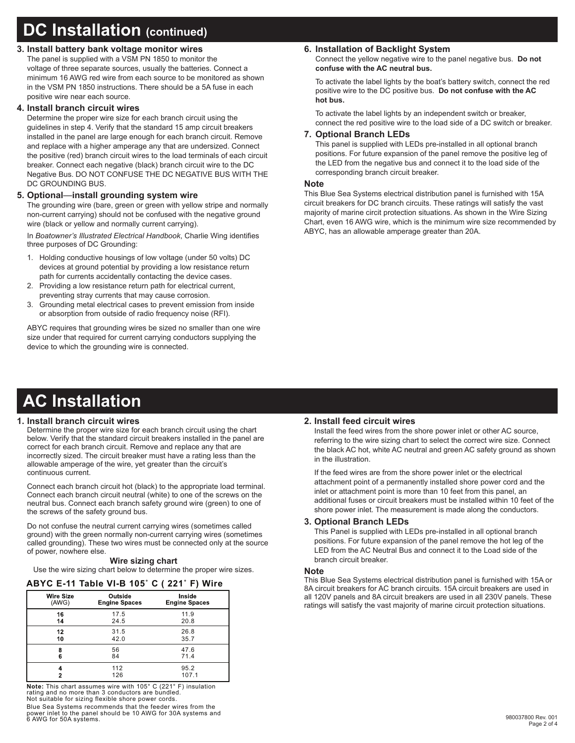# DC Installation (continued)

### 3. Install battery bank voltage monitor wires

The panel is supplied with a VSM PN 1850 to monitor the voltage of three separate sources, usually the batteries. Connect a minimum 16 AWG red wire from each source to be monitored as shown in the VSM PN 1850 instructions. There should be a 5A fuse in each positive wire near each source.

### 4. Install branch circuit wires

Determine the proper wire size for each branch circuit using the guidelines in step 4. Verify that the standard 15 amp circuit breakers installed in the panel are large enough for each branch circuit. Remove and replace with a higher amperage any that are undersized. Connect the positive (red) branch circuit wires to the load terminals of each circuit breaker. Connect each negative (black) branch circuit wire to the DC Negative Bus. DO NOT CONFUSE THE DC NEGATIVE BUS WITH THE DC GROUNDING BUS.

### 5. Optional—install grounding system wire

The grounding wire (bare, green or green with yellow stripe and normally non-current carrying) should not be confused with the negative ground wire (black or yellow and normally current carrying).

In *Boatowner's Illustrated Electrical Handbook*, Charlie Wing identifies three purposes of DC Grounding:

1. Holding conductive housings of low voltage (under 50 volts) DC devices at ground potential by providing a low resistance return path for currents accidentally contacting the device cases.
2. Providing a low resistance return path for electrical current, preventing stray currents that may cause corrosion.
3. Grounding metal electrical cases to prevent emission from inside or absorption from outside of radio frequency noise (RFI).

ABYC requires that grounding wires be sized no smaller than one wire size under that required for current carrying conductors supplying the device to which the grounding wire is connected.

### 6. Installation of Backlight System

Connect the yellow negative wire to the panel negative bus. **Do not confuse with the AC neutral bus.**

To activate the label lights by the boat's battery switch, connect the red positive wire to the DC positive bus. **Do not confuse with the AC hot bus.**

To activate the label lights by an independent switch or breaker, connect the red positive wire to the load side of a DC switch or breaker.

### 7. Optional Branch LEDs

This panel is supplied with LEDs pre-installed in all optional branch positions. For future expansion of the panel remove the positive leg of the LED from the negative bus and connect it to the load side of the corresponding branch circuit breaker.

**Note**

This Blue Sea Systems electrical distribution panel is furnished with 15A circuit breakers for DC branch circuits. These ratings will satisfy the vast majority of marine circit protection situations. As shown in the Wire Sizing Chart, even 16 AWG wire, which is the minimum wire size recommended by ABYC, has an allowable amperage greater than 20A.

# AC Installation

### 1. Install branch circuit wires

Determine the proper wire size for each branch circuit using the chart below. Verify that the standard circuit breakers installed in the panel are correct for each branch circuit. Remove and replace any that are incorrectly sized. The circuit breaker must have a rating less than the allowable amperage of the wire, yet greater than the circuit's continuous current.

Connect each branch circuit hot (black) to the appropriate load terminal. Connect each branch circuit neutral (white) to one of the screws on the neutral bus. Connect each branch safety ground wire (green) to one of the screws of the safety ground bus.

Do not confuse the neutral current carrying wires (sometimes called ground) with the green normally non-current carrying wires (sometimes called grounding). These two wires must be connected only at the source of power, nowhere else.

**Wire sizing chart**

Use the wire sizing chart below to determine the proper wire sizes.

**ABYC E-11 Table VI-B 105˚ C ( 221˚ F) Wire**

| Wire Size (AWG) | Outside Engine Spaces | Inside Engine Spaces |
|---|---|---|
| 16 | 17.5 | 11.9 |
| 14 | 24.5 | 20.8 |
| 12 | 31.5 | 26.8 |
| 10 | 42.0 | 35.7 |
| 8 | 56 | 47.6 |
| 6 | 84 | 71.4 |
| 4 | 112 | 95.2 |
| 2 | 126 | 107.1 |

**Note:** This chart assumes wire with 105° C (221° F) insulation rating and no more than 3 conductors are bundled. Not suitable for sizing flexible shore power cords.

Blue Sea Systems recommends that the feeder wires from the power inlet to the panel should be 10 AWG for 30A systems and 6 AWG for 50A systems.

### 2. Install feed circuit wires

Install the feed wires from the shore power inlet or other AC source, referring to the wire sizing chart to select the correct wire size. Connect the black AC hot, white AC neutral and green AC safety ground as shown in the illustration.

If the feed wires are from the shore power inlet or the electrical attachment point of a permanently installed shore power cord and the inlet or attachment point is more than 10 feet from this panel, an additional fuses or circuit breakers must be installed within 10 feet of the shore power inlet. The measurement is made along the conductors.

### 3. Optional Branch LEDs

This Panel is supplied with LEDs pre-installed in all optional branch positions. For future expansion of the panel remove the hot leg of the LED from the AC Neutral Bus and connect it to the Load side of the branch circuit breaker.

**Note**

This Blue Sea Systems electrical distribution panel is furnished with 15A or 8A circuit breakers for AC branch circuits. 15A circuit breakers are used in all 120V panels and 8A circuit breakers are used in all 230V panels. These ratings will satisfy the vast majority of marine circuit protection situations.

980037800 Rev. 001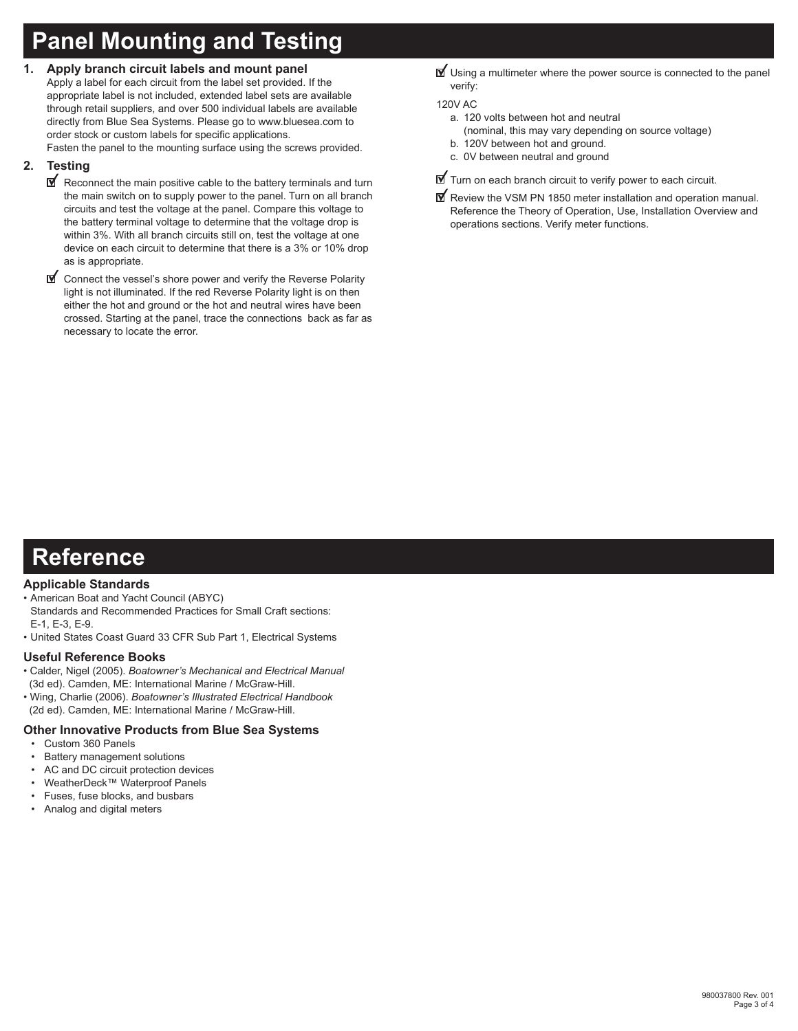# Panel Mounting and Testing

**1. Apply branch circuit labels and mount panel**

Apply a label for each circuit from the label set provided. If the appropriate label is not included, extended label sets are available through retail suppliers, and over 500 individual labels are available directly from Blue Sea Systems. Please go to www.bluesea.com to order stock or custom labels for specific applications.
Fasten the panel to the mounting surface using the screws provided.

**2. Testing**

- ☑ Reconnect the main positive cable to the battery terminals and turn the main switch on to supply power to the panel. Turn on all branch circuits and test the voltage at the panel. Compare this voltage to the battery terminal voltage to determine that the voltage drop is within 3%. With all branch circuits still on, test the voltage at one device on each circuit to determine that there is a 3% or 10% drop as is appropriate.
- ☑ Connect the vessel's shore power and verify the Reverse Polarity light is not illuminated. If the red Reverse Polarity light is on then either the hot and ground or the hot and neutral wires have been crossed. Starting at the panel, trace the connections back as far as necessary to locate the error.
- ☑ Using a multimeter where the power source is connected to the panel verify:

120V AC

a. 120 volts between hot and neutral
(nominal, this may vary depending on source voltage)
b. 120V between hot and ground.
c. 0V between neutral and ground

- ☑ Turn on each branch circuit to verify power to each circuit.
- ☑ Review the VSM PN 1850 meter installation and operation manual. Reference the Theory of Operation, Use, Installation Overview and operations sections. Verify meter functions.

# Reference

### Applicable Standards

- American Boat and Yacht Council (ABYC)
  Standards and Recommended Practices for Small Craft sections: E-1, E-3, E-9.
- United States Coast Guard 33 CFR Sub Part 1, Electrical Systems

### Useful Reference Books

- Calder, Nigel (2005). *Boatowner's Mechanical and Electrical Manual* (3d ed). Camden, ME: International Marine / McGraw-Hill.
- Wing, Charlie (2006). *Boatowner's Illustrated Electrical Handbook* (2d ed). Camden, ME: International Marine / McGraw-Hill.

### Other Innovative Products from Blue Sea Systems

- Custom 360 Panels
- Battery management solutions
- AC and DC circuit protection devices
- WeatherDeck™ Waterproof Panels
- Fuses, fuse blocks, and busbars
- Analog and digital meters

980037800 Rev. 001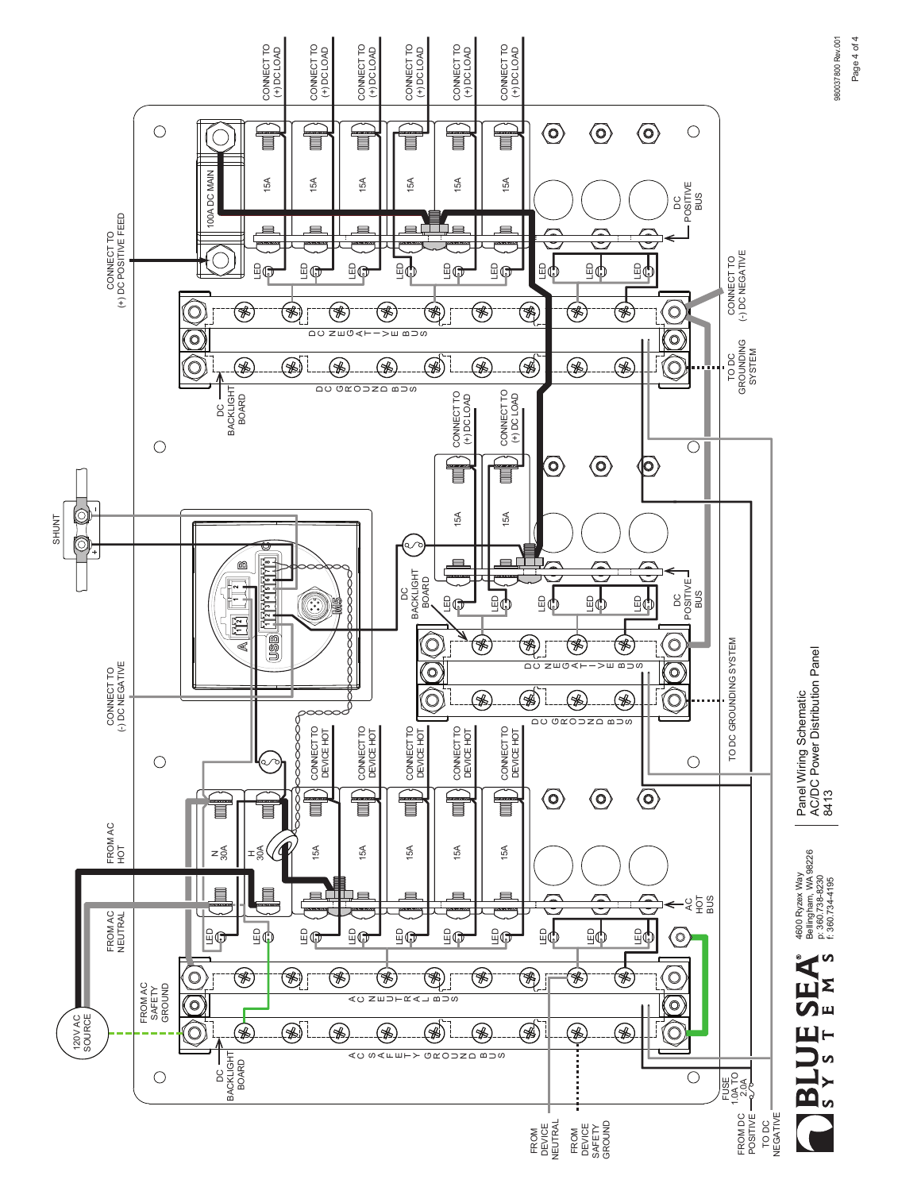# Panel Wiring Schematic

AC/DC Power Distribution Panel

8413

BLUE SEA SYSTEMS

4600 Ryzex Way
Bellingham, WA 98226
p: 360.738-8230
f: 360.734-4195

CONNECT TO (+) DC POSITIVE FEED

100A DC MAIN

15A

CONNECT TO (+) DC LOAD

LED

DC POSITIVE BUS

DC NEGATIVE BUS

DC GROUND BUS

DC BACKLIGHT BOARD

CONNECT TO (-) DC NEGATIVE

TO DC GROUNDING SYSTEM

SHUNT

USB

M5

A

B

C

CONNECT TO DEVICE HOT

FROM AC HOT

FROM AC NEUTRAL

FROM AC SAFETY GROUND

120V AC SOURCE

N 30A

H 30A

AC HOT BUS

AC NEUTRAL BUS

AC SAFETY GROUND BUS

TO DC GROUNDING SYSTEM

FUSE 1.0A TO 2.0A

FROM DC POSITIVE

TO DC NEGATIVE

FROM DEVICE NEUTRAL

FROM DEVICE SAFETY GROUND